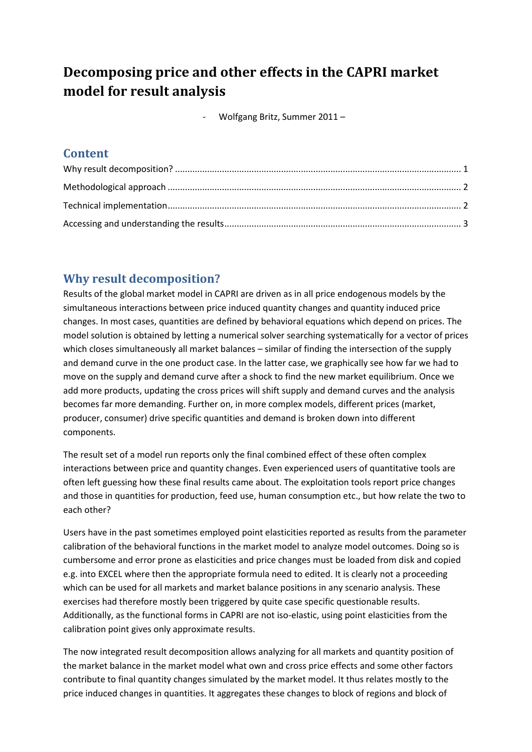# Decomposing price and other effects in the CAPRI market model for result analysis

- Wolfgang Britz, Summer 2011 –

## Content

Why result decomposition? .................................................................................................................. 1

Methodological approach ..................................................................................................................... 2

Technical implementation...................................................................................................................... 2

Accessing and understanding the results.............................................................................................. 3

## Why result decomposition?

Results of the global market model in CAPRI are driven as in all price endogenous models by the simultaneous interactions between price induced quantity changes and quantity induced price changes. In most cases, quantities are defined by behavioral equations which depend on prices. The model solution is obtained by letting a numerical solver searching systematically for a vector of prices which closes simultaneously all market balances – similar of finding the intersection of the supply and demand curve in the one product case. In the latter case, we graphically see how far we had to move on the supply and demand curve after a shock to find the new market equilibrium. Once we add more products, updating the cross prices will shift supply and demand curves and the analysis becomes far more demanding. Further on, in more complex models, different prices (market, producer, consumer) drive specific quantities and demand is broken down into different components.

The result set of a model run reports only the final combined effect of these often complex interactions between price and quantity changes. Even experienced users of quantitative tools are often left guessing how these final results came about. The exploitation tools report price changes and those in quantities for production, feed use, human consumption etc., but how relate the two to each other?

Users have in the past sometimes employed point elasticities reported as results from the parameter calibration of the behavioral functions in the market model to analyze model outcomes. Doing so is cumbersome and error prone as elasticities and price changes must be loaded from disk and copied e.g. into EXCEL where then the appropriate formula need to edited. It is clearly not a proceeding which can be used for all markets and market balance positions in any scenario analysis. These exercises had therefore mostly been triggered by quite case specific questionable results. Additionally, as the functional forms in CAPRI are not iso-elastic, using point elasticities from the calibration point gives only approximate results.

The now integrated result decomposition allows analyzing for all markets and quantity position of the market balance in the market model what own and cross price effects and some other factors contribute to final quantity changes simulated by the market model. It thus relates mostly to the price induced changes in quantities. It aggregates these changes to block of regions and block of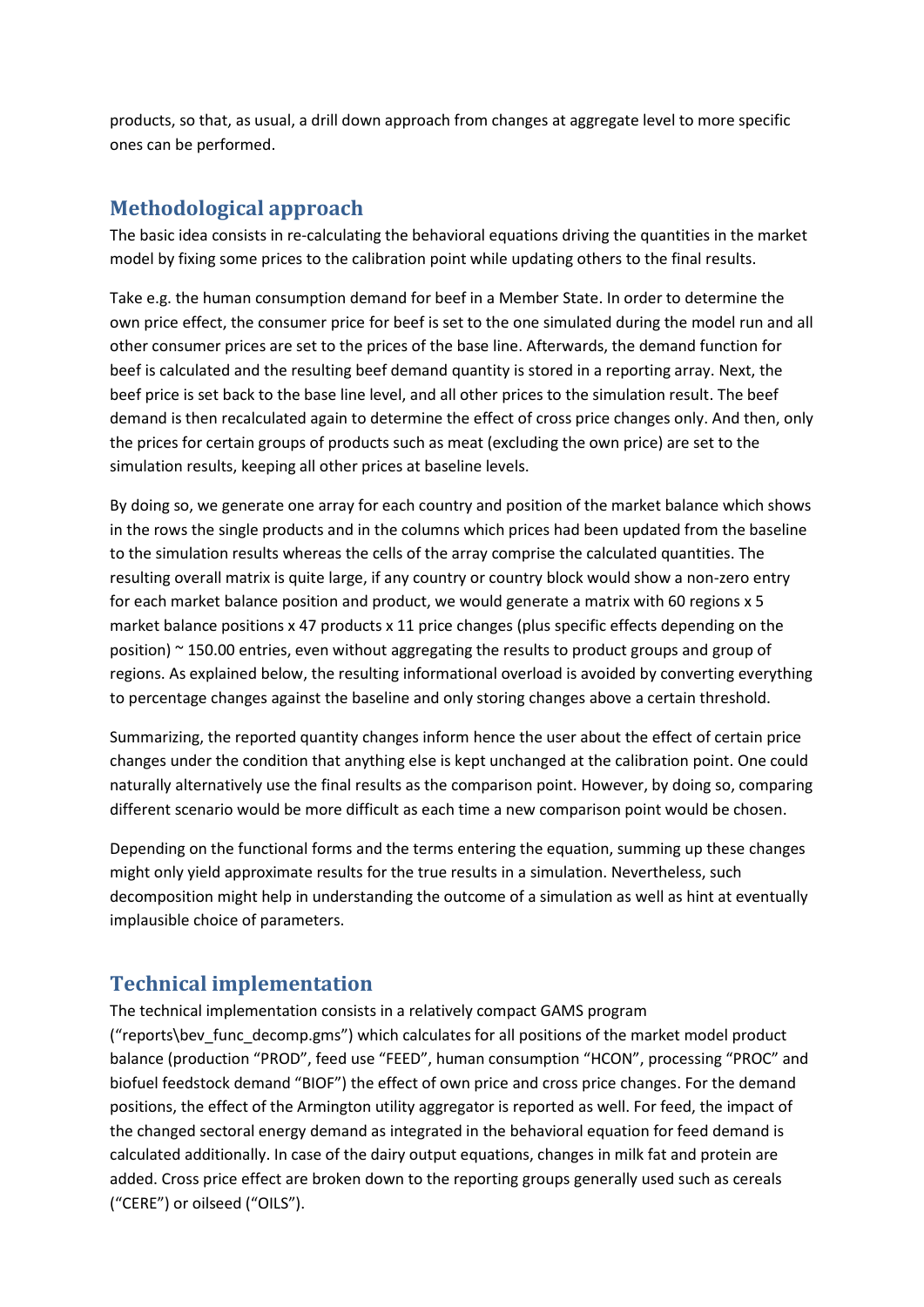products, so that, as usual, a drill down approach from changes at aggregate level to more specific ones can be performed.

## Methodological approach

The basic idea consists in re-calculating the behavioral equations driving the quantities in the market model by fixing some prices to the calibration point while updating others to the final results.

Take e.g. the human consumption demand for beef in a Member State. In order to determine the own price effect, the consumer price for beef is set to the one simulated during the model run and all other consumer prices are set to the prices of the base line. Afterwards, the demand function for beef is calculated and the resulting beef demand quantity is stored in a reporting array. Next, the beef price is set back to the base line level, and all other prices to the simulation result. The beef demand is then recalculated again to determine the effect of cross price changes only. And then, only the prices for certain groups of products such as meat (excluding the own price) are set to the simulation results, keeping all other prices at baseline levels.

By doing so, we generate one array for each country and position of the market balance which shows in the rows the single products and in the columns which prices had been updated from the baseline to the simulation results whereas the cells of the array comprise the calculated quantities. The resulting overall matrix is quite large, if any country or country block would show a non-zero entry for each market balance position and product, we would generate a matrix with 60 regions x 5 market balance positions x 47 products x 11 price changes (plus specific effects depending on the position) ~ 150.00 entries, even without aggregating the results to product groups and group of regions. As explained below, the resulting informational overload is avoided by converting everything to percentage changes against the baseline and only storing changes above a certain threshold.

Summarizing, the reported quantity changes inform hence the user about the effect of certain price changes under the condition that anything else is kept unchanged at the calibration point. One could naturally alternatively use the final results as the comparison point. However, by doing so, comparing different scenario would be more difficult as each time a new comparison point would be chosen.

Depending on the functional forms and the terms entering the equation, summing up these changes might only yield approximate results for the true results in a simulation. Nevertheless, such decomposition might help in understanding the outcome of a simulation as well as hint at eventually implausible choice of parameters.

## Technical implementation

The technical implementation consists in a relatively compact GAMS program ("reports\bev_func_decomp.gms") which calculates for all positions of the market model product balance (production "PROD", feed use "FEED", human consumption "HCON", processing "PROC" and biofuel feedstock demand "BIOF") the effect of own price and cross price changes. For the demand positions, the effect of the Armington utility aggregator is reported as well. For feed, the impact of the changed sectoral energy demand as integrated in the behavioral equation for feed demand is calculated additionally. In case of the dairy output equations, changes in milk fat and protein are added. Cross price effect are broken down to the reporting groups generally used such as cereals ("CERE") or oilseed ("OILS").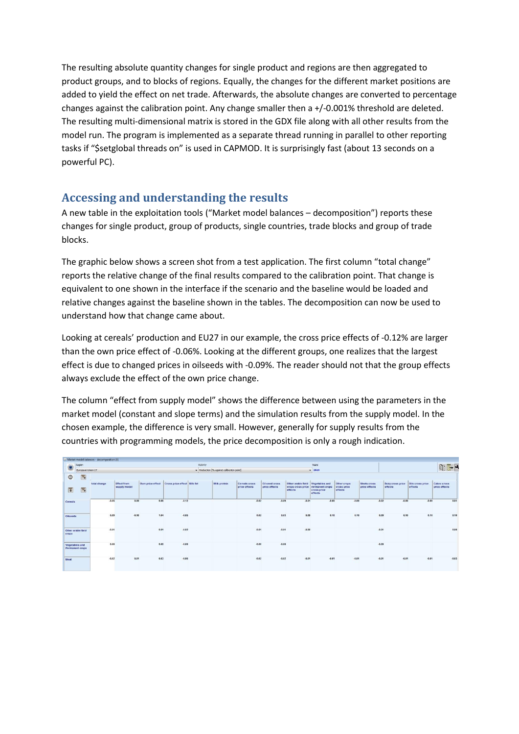The resulting absolute quantity changes for single product and regions are then aggregated to product groups, and to blocks of regions. Equally, the changes for the different market positions are added to yield the effect on net trade. Afterwards, the absolute changes are converted to percentage changes against the calibration point. Any change smaller then a +/-0.001% threshold are deleted. The resulting multi-dimensional matrix is stored in the GDX file along with all other results from the model run. The program is implemented as a separate thread running in parallel to other reporting tasks if "$setglobal threads on" is used in CAPMOD. It is surprisingly fast (about 13 seconds on a powerful PC).

## Accessing and understanding the results

A new table in the exploitation tools ("Market model balances – decomposition") reports these changes for single product, group of products, single countries, trade blocks and group of trade blocks.

The graphic below shows a screen shot from a test application. The first column "total change" reports the relative change of the final results compared to the calibration point. That change is equivalent to one shown in the interface if the scenario and the baseline would be loaded and relative changes against the baseline shown in the tables. The decomposition can now be used to understand how that change came about.

Looking at cereals' production and EU27 in our example, the cross price effects of -0.12% are larger than the own price effect of -0.06%. Looking at the different groups, one realizes that the largest effect is due to changed prices in oilseeds with -0.09%. The reader should not that the group effects always exclude the effect of the own price change.

The column "effect from supply model" shows the difference between using the parameters in the market model (constant and slope terms) and the simulation results from the supply model. In the chosen example, the difference is very small. However, generally for supply results from the countries with programming models, the price decomposition is only a rough indication.

Market model balances - decomposition

Region: European Union 27 | Activity: Production [% against calibration point] | Years: 2020

| | total change | Effect from supply model | Own price effect | Cross price effect | Milk fat | Milk protein | Cereals cross price effects | Oil seed cross price effects | Other arable field crops cross price effects | Vegetables and permanent crops cross price effects | Other crops cross price effects | Meats cross price effects | Dairy cross price effects | Oils cross price effects | Cakes cross price effects |
|---|---|---|---|---|---|---|---|---|---|---|---|---|---|---|---|
| Cereals | -0.05 | 0.00 | -0.06 | -0.12 | | | -0.02 | -0.09 | -0.01 | -0.00 | -0.00 | -0.02 | -0.00 | -0.00 | 0.01 |
| Oilseeds | 0.29 | -0.10 | 1.04 | -0.65 | | | 0.02 | 0.02 | 0.00 | 0.10 | 0.10 | 0.09 | 0.10 | 0.10 | 0.10 |
| Other arable field crops | -0.04 | | 0.01 | -0.03 | | | -0.01 | -0.01 | -0.00 | | | -0.01 | | | 0.00 |
| Vegetables and Permanent crops | 0.00 | | 0.02 | -0.00 | | | -0.00 | -0.00 | | | | -0.00 | | | |
| Meat | -0.02 | 0.01 | 0.03 | -0.06 | | | -0.02 | -0.02 | -0.01 | -0.01 | -0.01 | -0.01 | -0.01 | -0.01 | -0.03 |